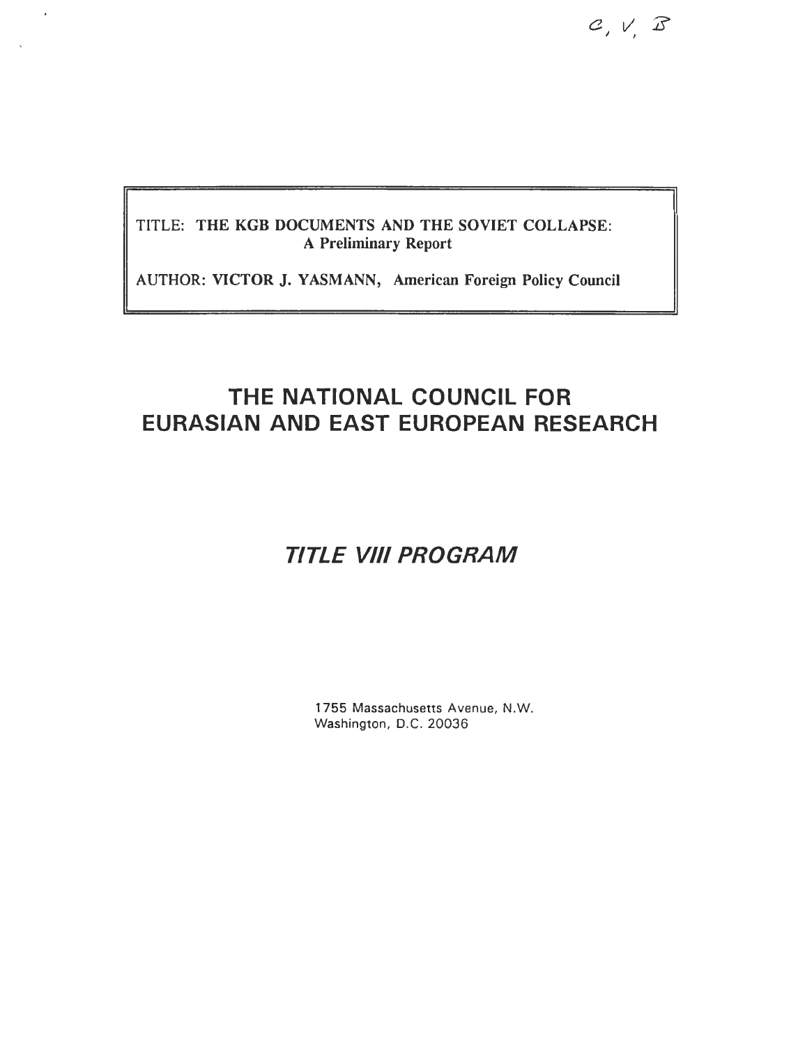C, V, B

TITLE: **THE KGB DOCUMENTS AND THE SOVIET COLLAPSE: A Preliminary Report**

AUTHOR: **VICTOR J. YASMANN, American Foreign Policy Council**

# THE NATIONAL COUNCIL FOR EURASIAN AND EAST EUROPEAN RESEARCH

## *TITLE VIII PROGRAM*

1755 Massachusetts Avenue, N.W.
Washington, D.C. 20036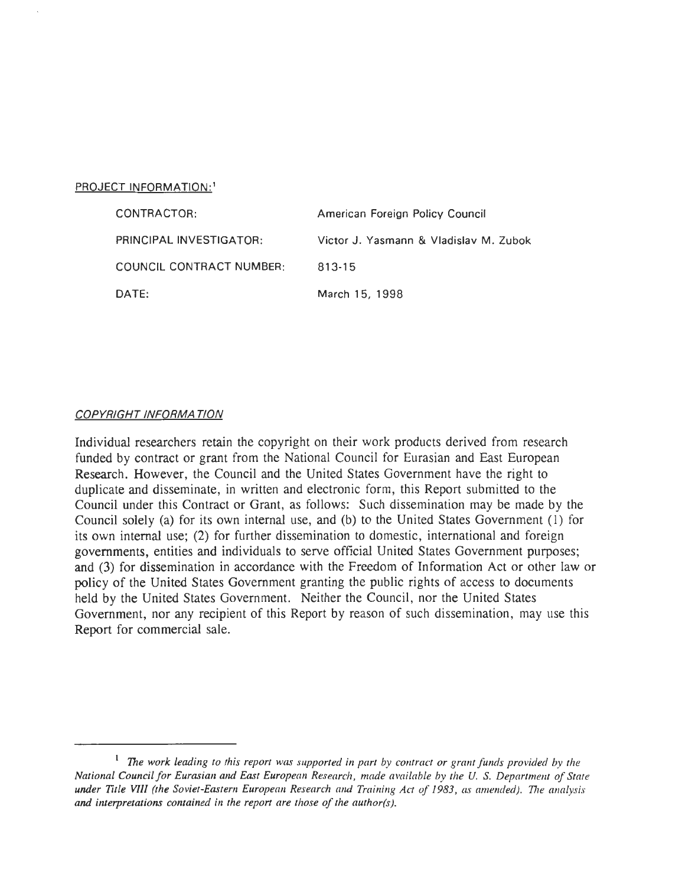PROJECT INFORMATION:[1]

| | |
|---|---|
| CONTRACTOR: | American Foreign Policy Council |
| PRINCIPAL INVESTIGATOR: | Victor J. Yasmann & Vladislav M. Zubok |
| COUNCIL CONTRACT NUMBER: | 813-15 |
| DATE: | March 15, 1998 |

*COPYRIGHT INFORMATION*

Individual researchers retain the copyright on their work products derived from research funded by contract or grant from the National Council for Eurasian and East European Research. However, the Council and the United States Government have the right to duplicate and disseminate, in written and electronic form, this Report submitted to the Council under this Contract or Grant, as follows: Such dissemination may be made by the Council solely (a) for its own internal use, and (b) to the United States Government (1) for its own internal use; (2) for further dissemination to domestic, international and foreign governments, entities and individuals to serve official United States Government purposes; and (3) for dissemination in accordance with the Freedom of Information Act or other law or policy of the United States Government granting the public rights of access to documents held by the United States Government. Neither the Council, nor the United States Government, nor any recipient of this Report by reason of such dissemination, may use this Report for commercial sale.

---

[1] *The work leading to this report was supported in part by contract or grant funds provided by the National Council for Eurasian and East European Research, made available by the U. S. Department of State under Title VIII (the Soviet-Eastern European Research and Training Act of 1983, as amended). The analysis and interpretations contained in the report are those of the author(s).*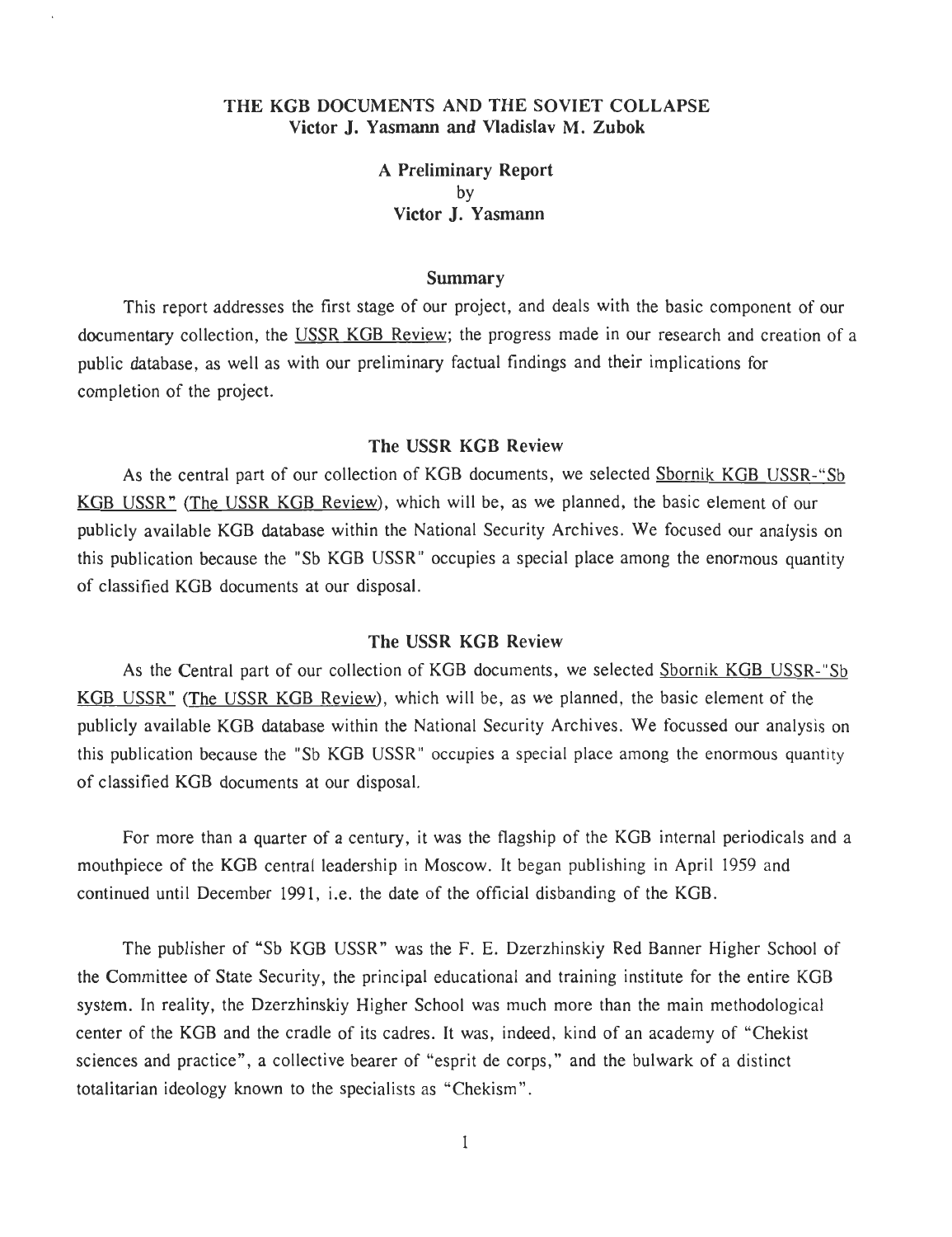# THE KGB DOCUMENTS AND THE SOVIET COLLAPSE
**Victor J. Yasmann and Vladislav M. Zubok**

**A Preliminary Report**
**by**
**Victor J. Yasmann**

## Summary

This report addresses the first stage of our project, and deals with the basic component of our documentary collection, the USSR KGB Review; the progress made in our research and creation of a public database, as well as with our preliminary factual findings and their implications for completion of the project.

## The USSR KGB Review

As the central part of our collection of KGB documents, we selected Sbornik KGB USSR-"Sb KGB USSR" (The USSR KGB Review), which will be, as we planned, the basic element of our publicly available KGB database within the National Security Archives. We focused our analysis on this publication because the "Sb KGB USSR" occupies a special place among the enormous quantity of classified KGB documents at our disposal.

## The USSR KGB Review

As the Central part of our collection of KGB documents, we selected Sbornik KGB USSR-"Sb KGB USSR" (The USSR KGB Review), which will be, as we planned, the basic element of the publicly available KGB database within the National Security Archives. We focussed our analysis on this publication because the "Sb KGB USSR" occupies a special place among the enormous quantity of classified KGB documents at our disposal.

For more than a quarter of a century, it was the flagship of the KGB internal periodicals and a mouthpiece of the KGB central leadership in Moscow. It began publishing in April 1959 and continued until December 1991, i.e. the date of the official disbanding of the KGB.

The publisher of "Sb KGB USSR" was the F. E. Dzerzhinskiy Red Banner Higher School of the Committee of State Security, the principal educational and training institute for the entire KGB system. In reality, the Dzerzhinskiy Higher School was much more than the main methodological center of the KGB and the cradle of its cadres. It was, indeed, kind of an academy of "Chekist sciences and practice", a collective bearer of "esprit de corps," and the bulwark of a distinct totalitarian ideology known to the specialists as "Chekism".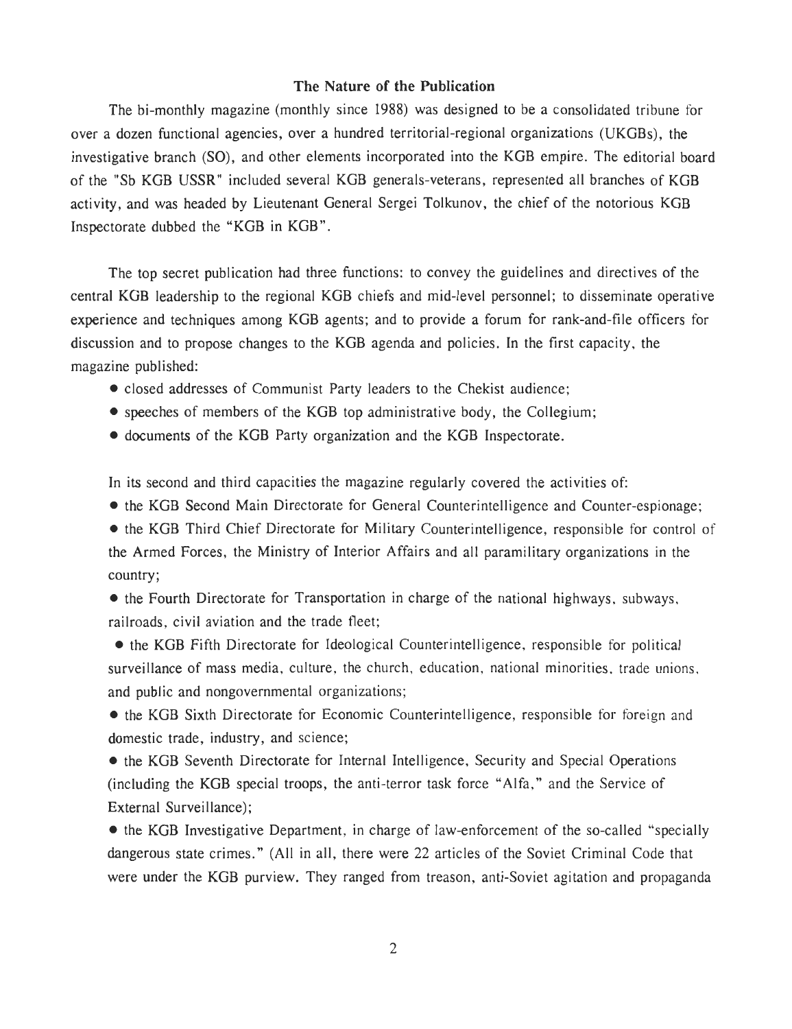### The Nature of the Publication

The bi-monthly magazine (monthly since 1988) was designed to be a consolidated tribune for over a dozen functional agencies, over a hundred territorial-regional organizations (UKGBs), the investigative branch (SO), and other elements incorporated into the KGB empire. The editorial board of the "Sb KGB USSR" included several KGB generals-veterans, represented all branches of KGB activity, and was headed by Lieutenant General Sergei Tolkunov, the chief of the notorious KGB Inspectorate dubbed the "KGB in KGB".

The top secret publication had three functions: to convey the guidelines and directives of the central KGB leadership to the regional KGB chiefs and mid-level personnel; to disseminate operative experience and techniques among KGB agents; and to provide a forum for rank-and-file officers for discussion and to propose changes to the KGB agenda and policies. In the first capacity, the magazine published:

- closed addresses of Communist Party leaders to the Chekist audience;
- speeches of members of the KGB top administrative body, the Collegium;
- documents of the KGB Party organization and the KGB Inspectorate.

In its second and third capacities the magazine regularly covered the activities of:

- the KGB Second Main Directorate for General Counterintelligence and Counter-espionage;
- the KGB Third Chief Directorate for Military Counterintelligence, responsible for control of the Armed Forces, the Ministry of Interior Affairs and all paramilitary organizations in the country;
- the Fourth Directorate for Transportation in charge of the national highways, subways, railroads, civil aviation and the trade fleet;
- the KGB Fifth Directorate for Ideological Counterintelligence, responsible for political surveillance of mass media, culture, the church, education, national minorities, trade unions, and public and nongovernmental organizations;
- the KGB Sixth Directorate for Economic Counterintelligence, responsible for foreign and domestic trade, industry, and science;
- the KGB Seventh Directorate for Internal Intelligence, Security and Special Operations (including the KGB special troops, the anti-terror task force "Alfa," and the Service of External Surveillance);
- the KGB Investigative Department, in charge of law-enforcement of the so-called "specially dangerous state crimes." (All in all, there were 22 articles of the Soviet Criminal Code that were under the KGB purview. They ranged from treason, anti-Soviet agitation and propaganda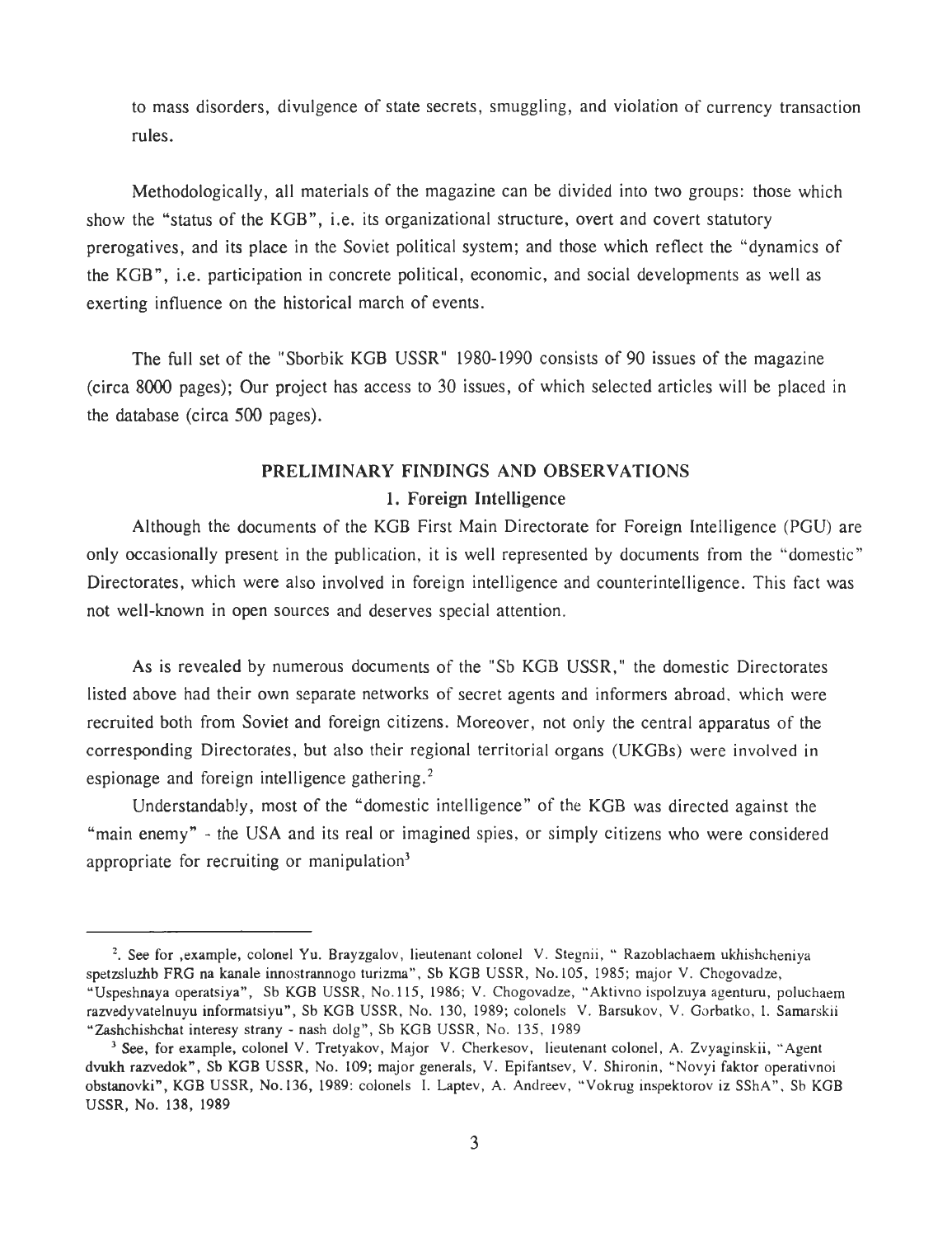to mass disorders, divulgence of state secrets, smuggling, and violation of currency transaction rules.

Methodologically, all materials of the magazine can be divided into two groups: those which show the "status of the KGB", i.e. its organizational structure, overt and covert statutory prerogatives, and its place in the Soviet political system; and those which reflect the "dynamics of the KGB", i.e. participation in concrete political, economic, and social developments as well as exerting influence on the historical march of events.

The full set of the "Sborbik KGB USSR" 1980-1990 consists of 90 issues of the magazine (circa 8000 pages); Our project has access to 30 issues, of which selected articles will be placed in the database (circa 500 pages).

## PRELIMINARY FINDINGS AND OBSERVATIONS

### 1. Foreign Intelligence

Although the documents of the KGB First Main Directorate for Foreign Intelligence (PGU) are only occasionally present in the publication, it is well represented by documents from the "domestic" Directorates, which were also involved in foreign intelligence and counterintelligence. This fact was not well-known in open sources and deserves special attention.

As is revealed by numerous documents of the "Sb KGB USSR," the domestic Directorates listed above had their own separate networks of secret agents and informers abroad, which were recruited both from Soviet and foreign citizens. Moreover, not only the central apparatus of the corresponding Directorates, but also their regional territorial organs (UKGBs) were involved in espionage and foreign intelligence gathering.[2]

Understandably, most of the "domestic intelligence" of the KGB was directed against the "main enemy" - the USA and its real or imagined spies, or simply citizens who were considered appropriate for recruiting or manipulation[3]

---

[2]. See for ,example, colonel Yu. Brayzgalov, lieutenant colonel V. Stegnii, " Razoblachaem ukhishcheniya spetzsluzhb FRG na kanale innostrannogo turizma", Sb KGB USSR, No.105, 1985; major V. Chogovadze, "Uspeshnaya operatsiya", Sb KGB USSR, No.115, 1986; V. Chogovadze, "Aktivno ispolzuya agenturu, poluchaem razvedyvatelnuyu informatsiyu", Sb KGB USSR, No. 130, 1989; colonels V. Barsukov, V. Gorbatko, I. Samarskii "Zashchishchat interesy strany - nash dolg", Sb KGB USSR, No. 135, 1989

[3] See, for example, colonel V. Tretyakov, Major V. Cherkesov, lieutenant colonel, A. Zvyaginskii, "Agent dvukh razvedok", Sb KGB USSR, No. 109; major generals, V. Epifantsev, V. Shironin, "Novyi faktor operativnoi obstanovki", KGB USSR, No.136, 1989: colonels I. Laptev, A. Andreev, "Vokrug inspektorov iz SShA", Sb KGB USSR, No. 138, 1989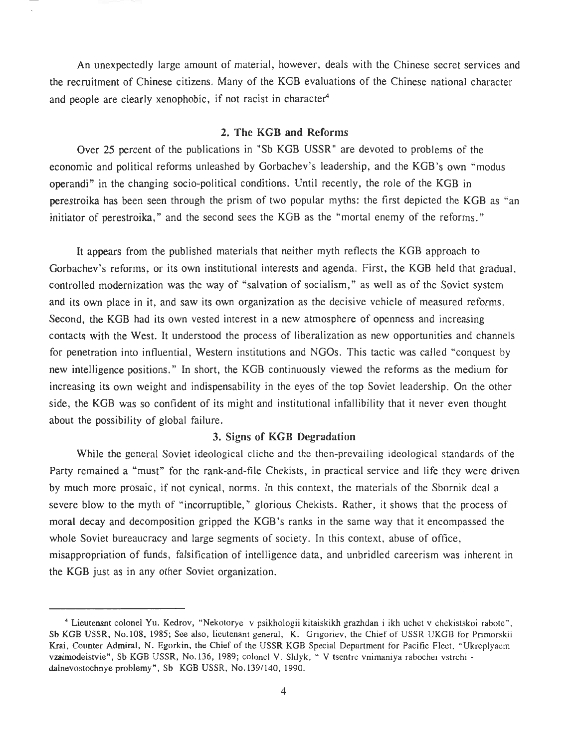An unexpectedly large amount of material, however, deals with the Chinese secret services and the recruitment of Chinese citizens. Many of the KGB evaluations of the Chinese national character and people are clearly xenophobic, if not racist in character[4]

## 2. The KGB and Reforms

Over 25 percent of the publications in "Sb KGB USSR" are devoted to problems of the economic and political reforms unleashed by Gorbachev's leadership, and the KGB's own "modus operandi" in the changing socio-political conditions. Until recently, the role of the KGB in perestroika has been seen through the prism of two popular myths: the first depicted the KGB as "an initiator of perestroika," and the second sees the KGB as the "mortal enemy of the reforms."

It appears from the published materials that neither myth reflects the KGB approach to Gorbachev's reforms, or its own institutional interests and agenda. First, the KGB held that gradual, controlled modernization was the way of "salvation of socialism," as well as of the Soviet system and its own place in it, and saw its own organization as the decisive vehicle of measured reforms. Second, the KGB had its own vested interest in a new atmosphere of openness and increasing contacts with the West. It understood the process of liberalization as new opportunities and channels for penetration into influential, Western institutions and NGOs. This tactic was called "conquest by new intelligence positions." In short, the KGB continuously viewed the reforms as the medium for increasing its own weight and indispensability in the eyes of the top Soviet leadership. On the other side, the KGB was so confident of its might and institutional infallibility that it never even thought about the possibility of global failure.

## 3. Signs of KGB Degradation

While the general Soviet ideological cliche and the then-prevailing ideological standards of the Party remained a "must" for the rank-and-file Chekists, in practical service and life they were driven by much more prosaic, if not cynical, norms. In this context, the materials of the Sbornik deal a severe blow to the myth of "incorruptible," glorious Chekists. Rather, it shows that the process of moral decay and decomposition gripped the KGB's ranks in the same way that it encompassed the whole Soviet bureaucracy and large segments of society. In this context, abuse of office, misappropriation of funds, falsification of intelligence data, and unbridled careerism was inherent in the KGB just as in any other Soviet organization.

---

[4] Lieutenant colonel Yu. Kedrov, "Nekotorye v psikhologii kitaiskikh grazhdan i ikh uchet v chekistskoi rabote", Sb KGB USSR, No.108, 1985; See also, lieutenant general, K. Grigoriev, the Chief of USSR UKGB for Primorskii Krai, Counter Admiral, N. Egorkin, the Chief of the USSR KGB Special Department for Pacific Fleet, "Ukreplyaem vzaimodeistvie", Sb KGB USSR, No.136, 1989; colonel V. Shlyk, " V tsentre vnimaniya rabochei vstrchi - dalnevostochnye problemy", Sb KGB USSR, No.139/140, 1990.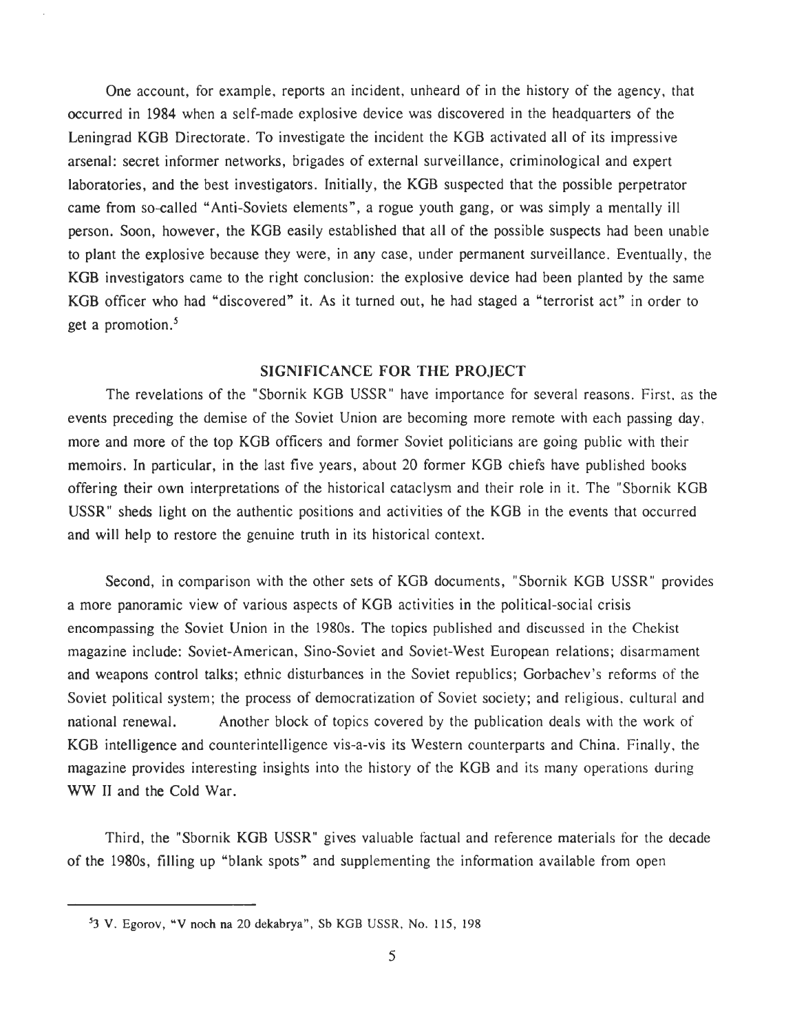One account, for example, reports an incident, unheard of in the history of the agency, that occurred in 1984 when a self-made explosive device was discovered in the headquarters of the Leningrad KGB Directorate. To investigate the incident the KGB activated all of its impressive arsenal: secret informer networks, brigades of external surveillance, criminological and expert laboratories, and the best investigators. Initially, the KGB suspected that the possible perpetrator came from so-called "Anti-Soviets elements", a rogue youth gang, or was simply a mentally ill person. Soon, however, the KGB easily established that all of the possible suspects had been unable to plant the explosive because they were, in any case, under permanent surveillance. Eventually, the KGB investigators came to the right conclusion: the explosive device had been planted by the same KGB officer who had "discovered" it. As it turned out, he had staged a "terrorist act" in order to get a promotion.[5]

## SIGNIFICANCE FOR THE PROJECT

The revelations of the "Sbornik KGB USSR" have importance for several reasons. First, as the events preceding the demise of the Soviet Union are becoming more remote with each passing day, more and more of the top KGB officers and former Soviet politicians are going public with their memoirs. In particular, in the last five years, about 20 former KGB chiefs have published books offering their own interpretations of the historical cataclysm and their role in it. The "Sbornik KGB USSR" sheds light on the authentic positions and activities of the KGB in the events that occurred and will help to restore the genuine truth in its historical context.

Second, in comparison with the other sets of KGB documents, "Sbornik KGB USSR" provides a more panoramic view of various aspects of KGB activities in the political-social crisis encompassing the Soviet Union in the 1980s. The topics published and discussed in the Chekist magazine include: Soviet-American, Sino-Soviet and Soviet-West European relations; disarmament and weapons control talks; ethnic disturbances in the Soviet republics; Gorbachev's reforms of the Soviet political system; the process of democratization of Soviet society; and religious, cultural and national renewal. Another block of topics covered by the publication deals with the work of KGB intelligence and counterintelligence vis-a-vis its Western counterparts and China. Finally, the magazine provides interesting insights into the history of the KGB and its many operations during WW II and the Cold War.

Third, the "Sbornik KGB USSR" gives valuable factual and reference materials for the decade of the 1980s, filling up "blank spots" and supplementing the information available from open

---

[5]3 V. Egorov, "V noch na 20 dekabrya", Sb KGB USSR, No. 115, 198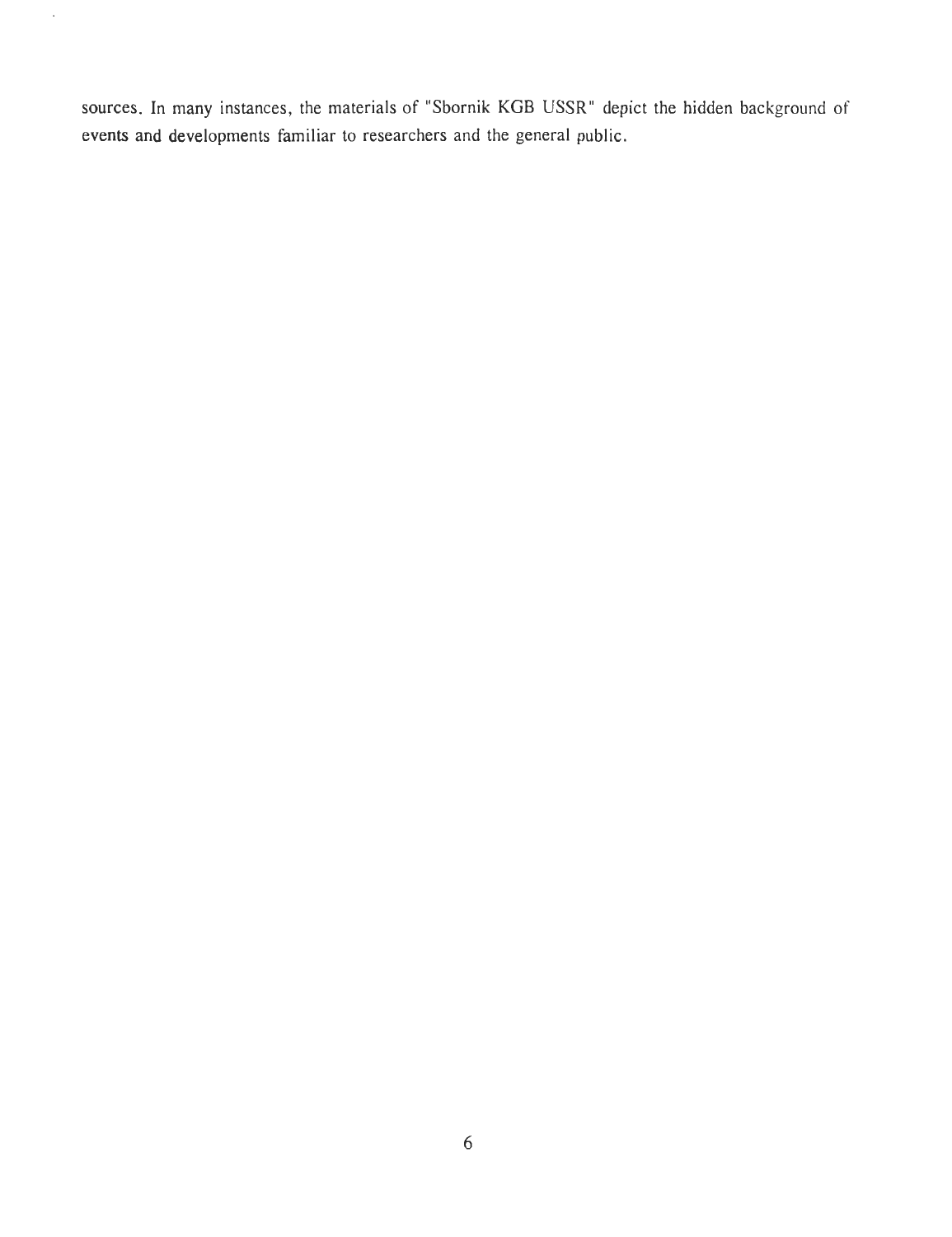sources. In many instances, the materials of "Sbornik KGB USSR" depict the hidden background of events and developments familiar to researchers and the general public.